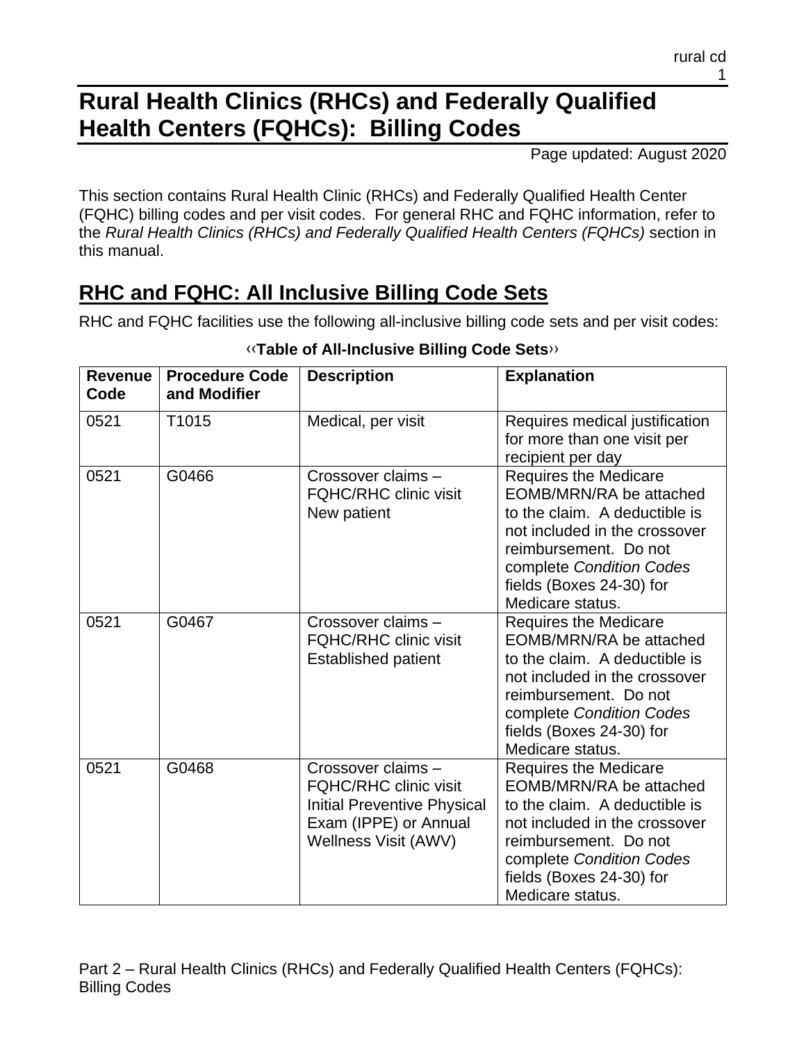# Rural Health Clinics (RHCs) and Federally Qualified Health Centers (FQHCs): Billing Codes

Page updated: August 2020

This section contains Rural Health Clinic (RHCs) and Federally Qualified Health Center (FQHC) billing codes and per visit codes. For general RHC and FQHC information, refer to the *Rural Health Clinics (RHCs) and Federally Qualified Health Centers (FQHCs)* section in this manual.

## RHC and FQHC: All Inclusive Billing Code Sets

RHC and FQHC facilities use the following all-inclusive billing code sets and per visit codes:

**‹‹Table of All-Inclusive Billing Code Sets››**

| Revenue Code | Procedure Code and Modifier | Description | Explanation |
|---|---|---|---|
| 0521 | T1015 | Medical, per visit | Requires medical justification for more than one visit per recipient per day |
| 0521 | G0466 | Crossover claims – FQHC/RHC clinic visit New patient | Requires the Medicare EOMB/MRN/RA be attached to the claim. A deductible is not included in the crossover reimbursement. Do not complete *Condition Codes* fields (Boxes 24-30) for Medicare status. |
| 0521 | G0467 | Crossover claims – FQHC/RHC clinic visit Established patient | Requires the Medicare EOMB/MRN/RA be attached to the claim. A deductible is not included in the crossover reimbursement. Do not complete *Condition Codes* fields (Boxes 24-30) for Medicare status. |
| 0521 | G0468 | Crossover claims – FQHC/RHC clinic visit Initial Preventive Physical Exam (IPPE) or Annual Wellness Visit (AWV) | Requires the Medicare EOMB/MRN/RA be attached to the claim. A deductible is not included in the crossover reimbursement. Do not complete *Condition Codes* fields (Boxes 24-30) for Medicare status. |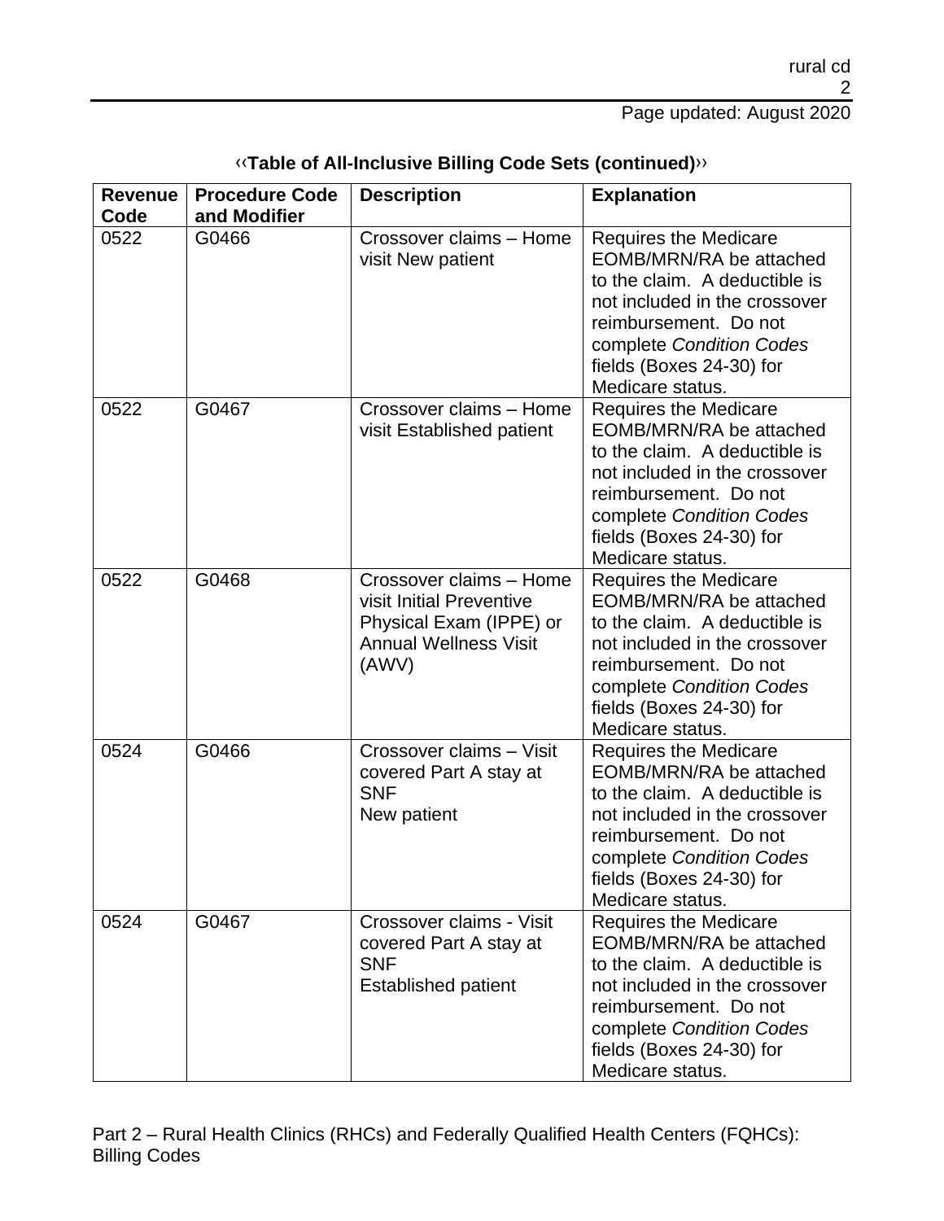‹‹**Table of All-Inclusive Billing Code Sets (continued)**››

| Revenue Code | Procedure Code and Modifier | Description | Explanation |
|---|---|---|---|
| 0522 | G0466 | Crossover claims – Home visit New patient | Requires the Medicare EOMB/MRN/RA be attached to the claim. A deductible is not included in the crossover reimbursement. Do not complete *Condition Codes* fields (Boxes 24-30) for Medicare status. |
| 0522 | G0467 | Crossover claims – Home visit Established patient | Requires the Medicare EOMB/MRN/RA be attached to the claim. A deductible is not included in the crossover reimbursement. Do not complete *Condition Codes* fields (Boxes 24-30) for Medicare status. |
| 0522 | G0468 | Crossover claims – Home visit Initial Preventive Physical Exam (IPPE) or Annual Wellness Visit (AWV) | Requires the Medicare EOMB/MRN/RA be attached to the claim. A deductible is not included in the crossover reimbursement. Do not complete *Condition Codes* fields (Boxes 24-30) for Medicare status. |
| 0524 | G0466 | Crossover claims – Visit covered Part A stay at SNF New patient | Requires the Medicare EOMB/MRN/RA be attached to the claim. A deductible is not included in the crossover reimbursement. Do not complete *Condition Codes* fields (Boxes 24-30) for Medicare status. |
| 0524 | G0467 | Crossover claims - Visit covered Part A stay at SNF Established patient | Requires the Medicare EOMB/MRN/RA be attached to the claim. A deductible is not included in the crossover reimbursement. Do not complete *Condition Codes* fields (Boxes 24-30) for Medicare status. |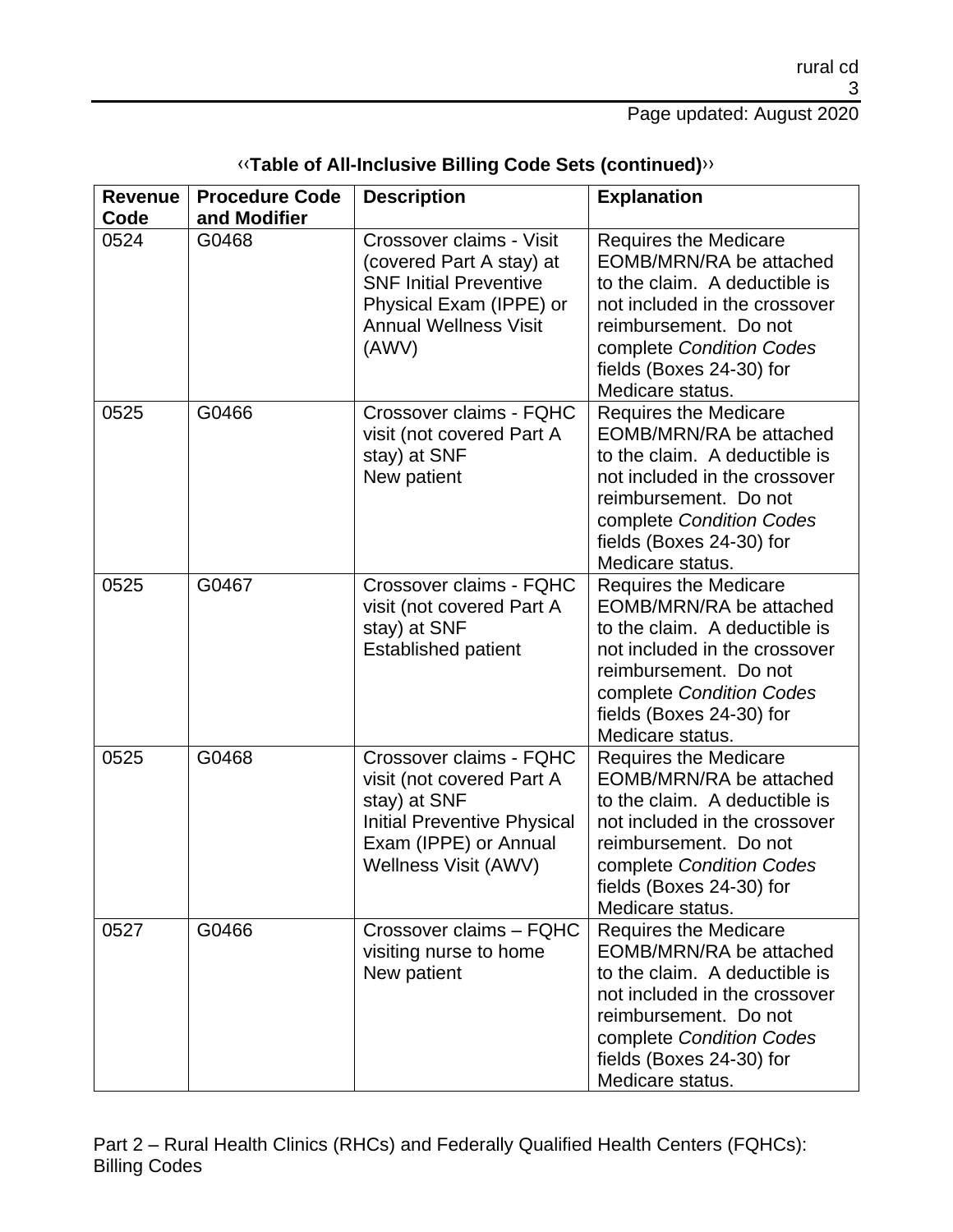‹‹**Table of All-Inclusive Billing Code Sets (continued)**››

| Revenue Code | Procedure Code and Modifier | Description | Explanation |
|---|---|---|---|
| 0524 | G0468 | Crossover claims - Visit (covered Part A stay) at SNF Initial Preventive Physical Exam (IPPE) or Annual Wellness Visit (AWV) | Requires the Medicare EOMB/MRN/RA be attached to the claim. A deductible is not included in the crossover reimbursement. Do not complete *Condition Codes* fields (Boxes 24-30) for Medicare status. |
| 0525 | G0466 | Crossover claims - FQHC visit (not covered Part A stay) at SNF New patient | Requires the Medicare EOMB/MRN/RA be attached to the claim. A deductible is not included in the crossover reimbursement. Do not complete *Condition Codes* fields (Boxes 24-30) for Medicare status. |
| 0525 | G0467 | Crossover claims - FQHC visit (not covered Part A stay) at SNF Established patient | Requires the Medicare EOMB/MRN/RA be attached to the claim. A deductible is not included in the crossover reimbursement. Do not complete *Condition Codes* fields (Boxes 24-30) for Medicare status. |
| 0525 | G0468 | Crossover claims - FQHC visit (not covered Part A stay) at SNF Initial Preventive Physical Exam (IPPE) or Annual Wellness Visit (AWV) | Requires the Medicare EOMB/MRN/RA be attached to the claim. A deductible is not included in the crossover reimbursement. Do not complete *Condition Codes* fields (Boxes 24-30) for Medicare status. |
| 0527 | G0466 | Crossover claims – FQHC visiting nurse to home New patient | Requires the Medicare EOMB/MRN/RA be attached to the claim. A deductible is not included in the crossover reimbursement. Do not complete *Condition Codes* fields (Boxes 24-30) for Medicare status. |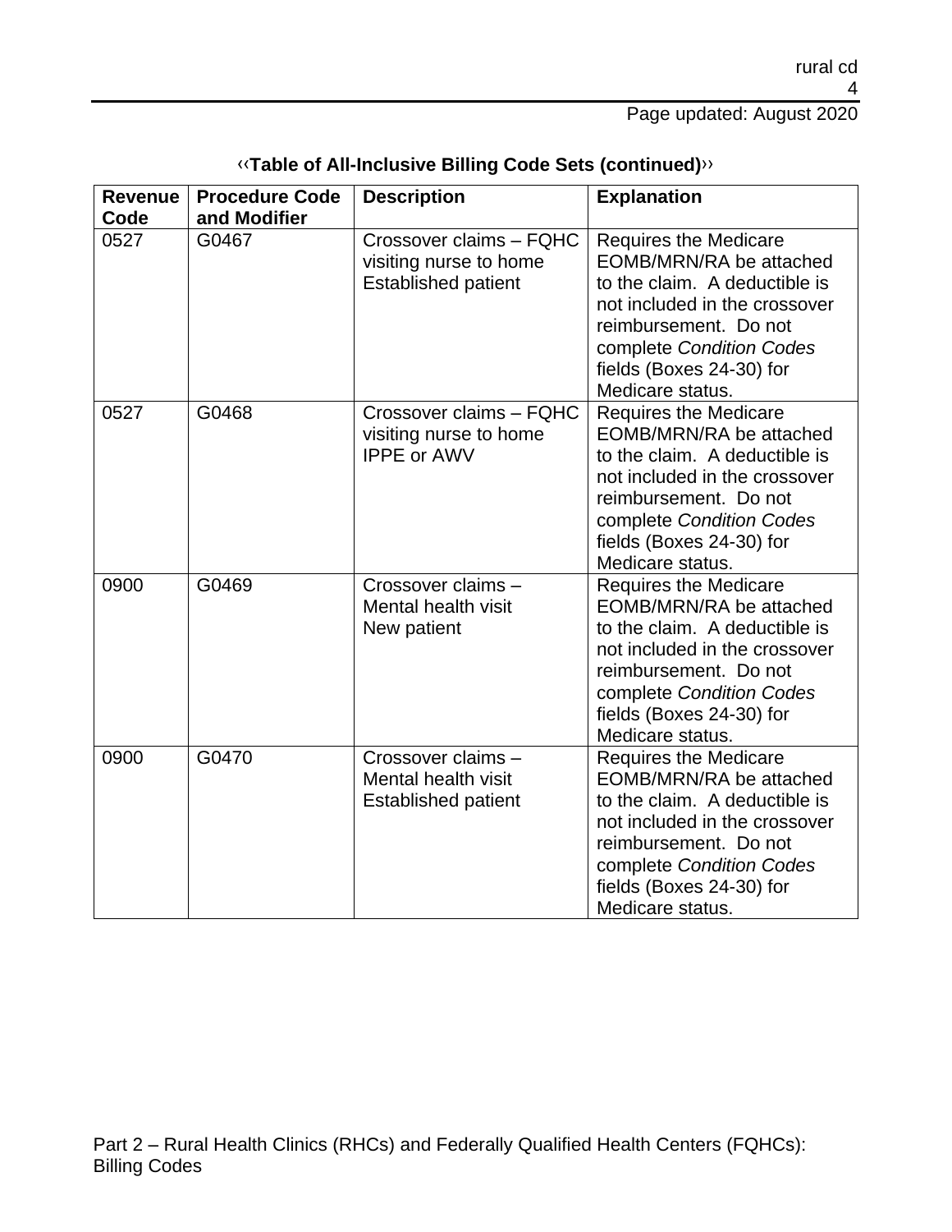‹‹**Table of All-Inclusive Billing Code Sets (continued)**››

| Revenue Code | Procedure Code and Modifier | Description | Explanation |
|---|---|---|---|
| 0527 | G0467 | Crossover claims – FQHC visiting nurse to home Established patient | Requires the Medicare EOMB/MRN/RA be attached to the claim. A deductible is not included in the crossover reimbursement. Do not complete *Condition Codes* fields (Boxes 24-30) for Medicare status. |
| 0527 | G0468 | Crossover claims – FQHC visiting nurse to home IPPE or AWV | Requires the Medicare EOMB/MRN/RA be attached to the claim. A deductible is not included in the crossover reimbursement. Do not complete *Condition Codes* fields (Boxes 24-30) for Medicare status. |
| 0900 | G0469 | Crossover claims – Mental health visit New patient | Requires the Medicare EOMB/MRN/RA be attached to the claim. A deductible is not included in the crossover reimbursement. Do not complete *Condition Codes* fields (Boxes 24-30) for Medicare status. |
| 0900 | G0470 | Crossover claims – Mental health visit Established patient | Requires the Medicare EOMB/MRN/RA be attached to the claim. A deductible is not included in the crossover reimbursement. Do not complete *Condition Codes* fields (Boxes 24-30) for Medicare status. |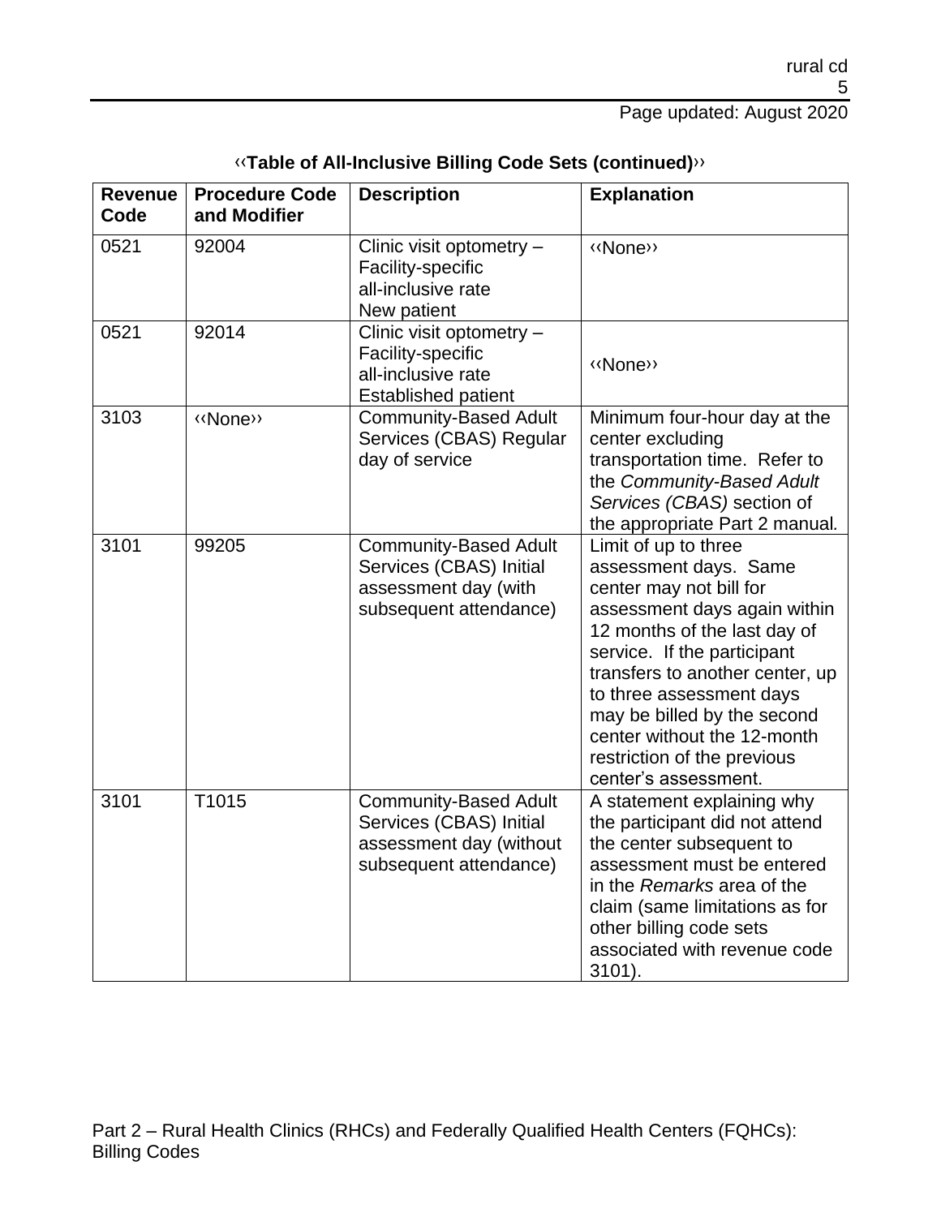‹‹**Table of All-Inclusive Billing Code Sets (continued)**››

| Revenue Code | Procedure Code and Modifier | Description | Explanation |
|---|---|---|---|
| 0521 | 92004 | Clinic visit optometry – Facility-specific all-inclusive rate New patient | ‹‹None›› |
| 0521 | 92014 | Clinic visit optometry – Facility-specific all-inclusive rate Established patient | ‹‹None›› |
| 3103 | ‹‹None›› | Community-Based Adult Services (CBAS) Regular day of service | Minimum four-hour day at the center excluding transportation time. Refer to the *Community-Based Adult Services (CBAS)* section of the appropriate Part 2 manual. |
| 3101 | 99205 | Community-Based Adult Services (CBAS) Initial assessment day (with subsequent attendance) | Limit of up to three assessment days. Same center may not bill for assessment days again within 12 months of the last day of service. If the participant transfers to another center, up to three assessment days may be billed by the second center without the 12-month restriction of the previous center's assessment. |
| 3101 | T1015 | Community-Based Adult Services (CBAS) Initial assessment day (without subsequent attendance) | A statement explaining why the participant did not attend the center subsequent to assessment must be entered in the *Remarks* area of the claim (same limitations as for other billing code sets associated with revenue code 3101). |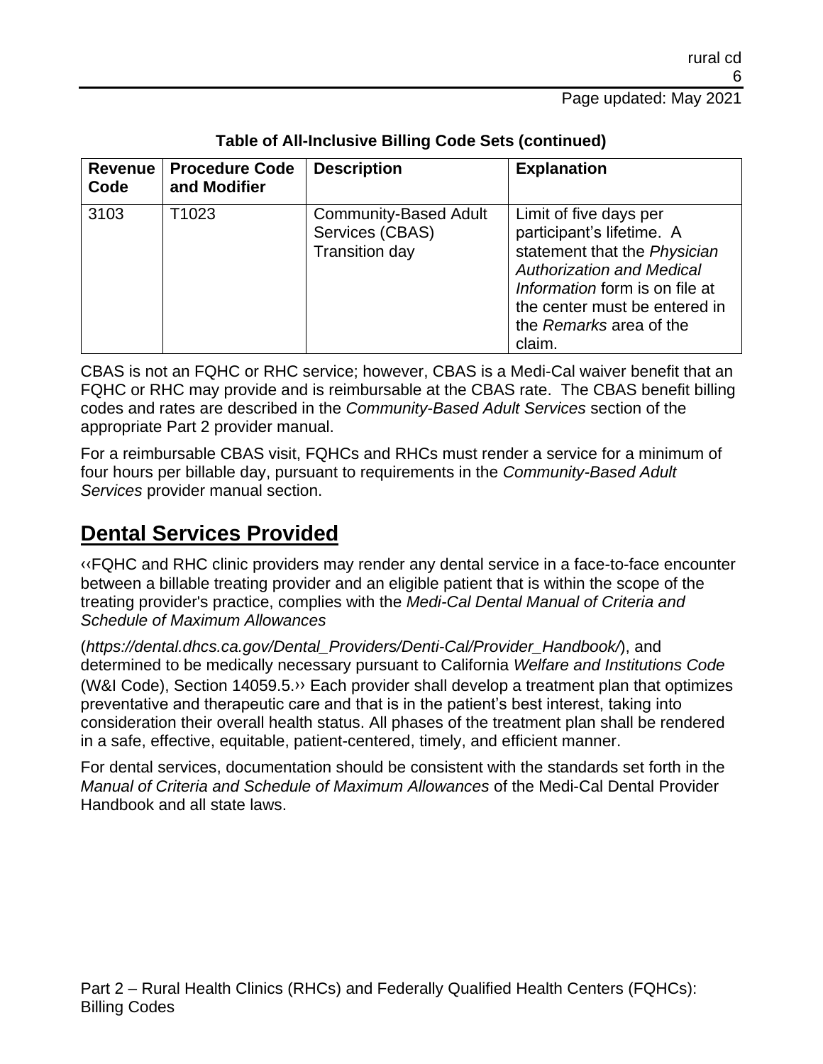**Table of All-Inclusive Billing Code Sets (continued)**

| Revenue Code | Procedure Code and Modifier | Description | Explanation |
| --- | --- | --- | --- |
| 3103 | T1023 | Community-Based Adult Services (CBAS) Transition day | Limit of five days per participant's lifetime. A statement that the *Physician Authorization and Medical Information* form is on file at the center must be entered in the *Remarks* area of the claim. |

CBAS is not an FQHC or RHC service; however, CBAS is a Medi-Cal waiver benefit that an FQHC or RHC may provide and is reimbursable at the CBAS rate. The CBAS benefit billing codes and rates are described in the *Community-Based Adult Services* section of the appropriate Part 2 provider manual.

For a reimbursable CBAS visit, FQHCs and RHCs must render a service for a minimum of four hours per billable day, pursuant to requirements in the *Community-Based Adult Services* provider manual section.

## Dental Services Provided

‹‹FQHC and RHC clinic providers may render any dental service in a face-to-face encounter between a billable treating provider and an eligible patient that is within the scope of the treating provider's practice, complies with the *Medi-Cal Dental Manual of Criteria and Schedule of Maximum Allowances*

(*https://dental.dhcs.ca.gov/Dental_Providers/Denti-Cal/Provider_Handbook/*), and determined to be medically necessary pursuant to California *Welfare and Institutions Code* (W&I Code), Section 14059.5.›› Each provider shall develop a treatment plan that optimizes preventative and therapeutic care and that is in the patient's best interest, taking into consideration their overall health status. All phases of the treatment plan shall be rendered in a safe, effective, equitable, patient-centered, timely, and efficient manner.

For dental services, documentation should be consistent with the standards set forth in the *Manual of Criteria and Schedule of Maximum Allowances* of the Medi-Cal Dental Provider Handbook and all state laws.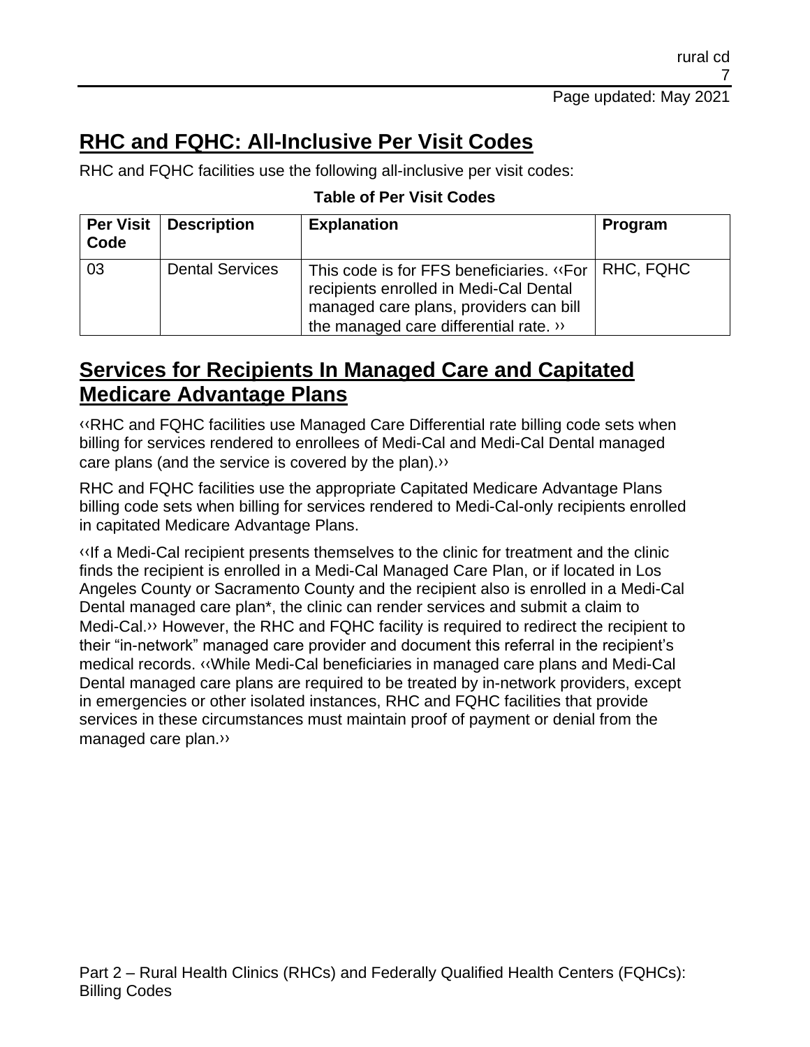## RHC and FQHC: All-Inclusive Per Visit Codes

RHC and FQHC facilities use the following all-inclusive per visit codes:

**Table of Per Visit Codes**

| Per Visit Code | Description | Explanation | Program |
|---|---|---|---|
| 03 | Dental Services | This code is for FFS beneficiaries. ‹‹For recipients enrolled in Medi-Cal Dental managed care plans, providers can bill the managed care differential rate. ›› | RHC, FQHC |

## Services for Recipients In Managed Care and Capitated Medicare Advantage Plans

‹‹RHC and FQHC facilities use Managed Care Differential rate billing code sets when billing for services rendered to enrollees of Medi-Cal and Medi-Cal Dental managed care plans (and the service is covered by the plan).››

RHC and FQHC facilities use the appropriate Capitated Medicare Advantage Plans billing code sets when billing for services rendered to Medi-Cal-only recipients enrolled in capitated Medicare Advantage Plans.

‹‹If a Medi-Cal recipient presents themselves to the clinic for treatment and the clinic finds the recipient is enrolled in a Medi-Cal Managed Care Plan, or if located in Los Angeles County or Sacramento County and the recipient also is enrolled in a Medi-Cal Dental managed care plan*, the clinic can render services and submit a claim to Medi-Cal.›› However, the RHC and FQHC facility is required to redirect the recipient to their "in-network" managed care provider and document this referral in the recipient's medical records. ‹‹While Medi-Cal beneficiaries in managed care plans and Medi-Cal Dental managed care plans are required to be treated by in-network providers, except in emergencies or other isolated instances, RHC and FQHC facilities that provide services in these circumstances must maintain proof of payment or denial from the managed care plan.››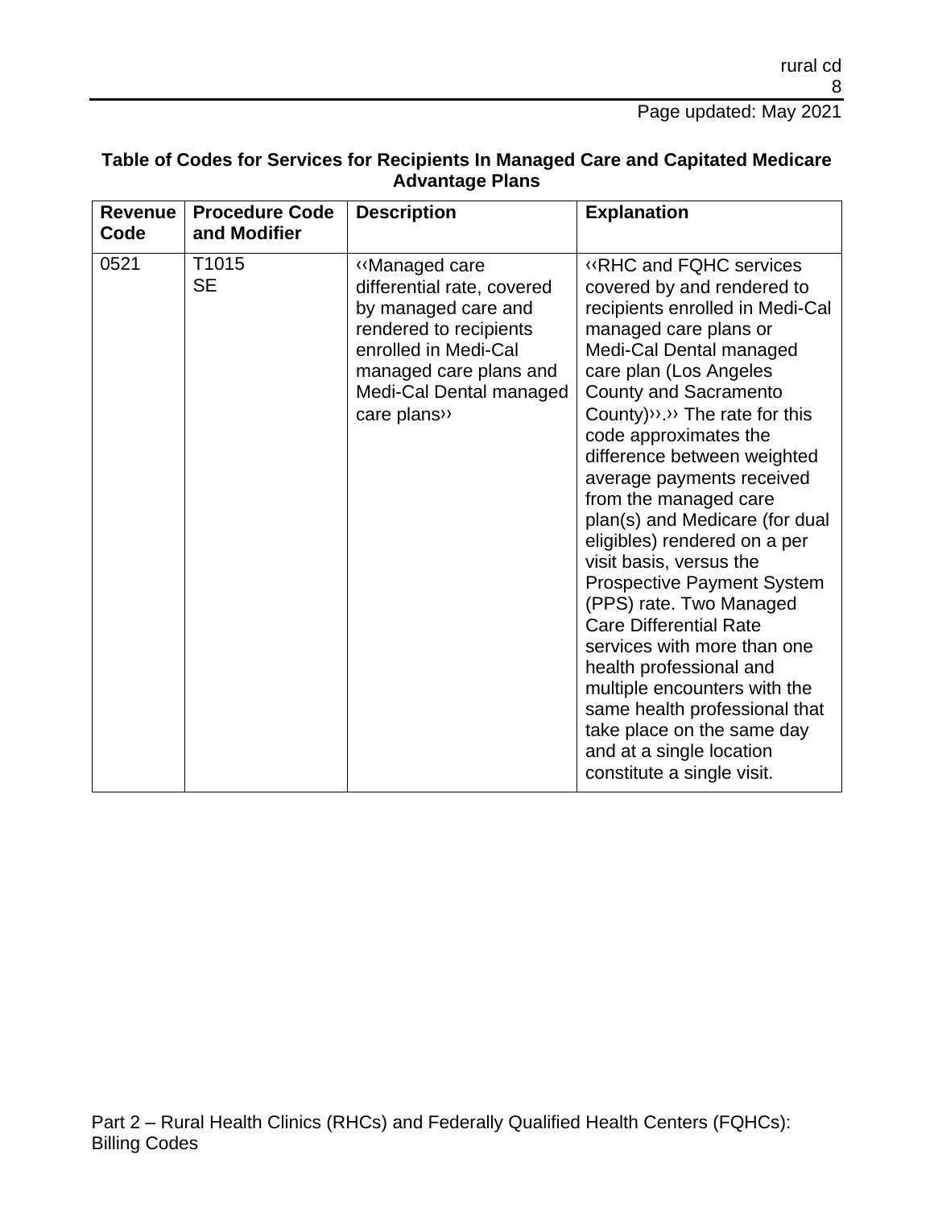**Table of Codes for Services for Recipients In Managed Care and Capitated Medicare Advantage Plans**

| Revenue Code | Procedure Code and Modifier | Description | Explanation |
|---|---|---|---|
| 0521 | T1015<br>SE | ‹‹Managed care differential rate, covered by managed care and rendered to recipients enrolled in Medi-Cal managed care plans and Medi-Cal Dental managed care plans›› | ‹‹RHC and FQHC services covered by and rendered to recipients enrolled in Medi-Cal managed care plans or Medi-Cal Dental managed care plan (Los Angeles County and Sacramento County)››.›› The rate for this code approximates the difference between weighted average payments received from the managed care plan(s) and Medicare (for dual eligibles) rendered on a per visit basis, versus the Prospective Payment System (PPS) rate. Two Managed Care Differential Rate services with more than one health professional and multiple encounters with the same health professional that take place on the same day and at a single location constitute a single visit. |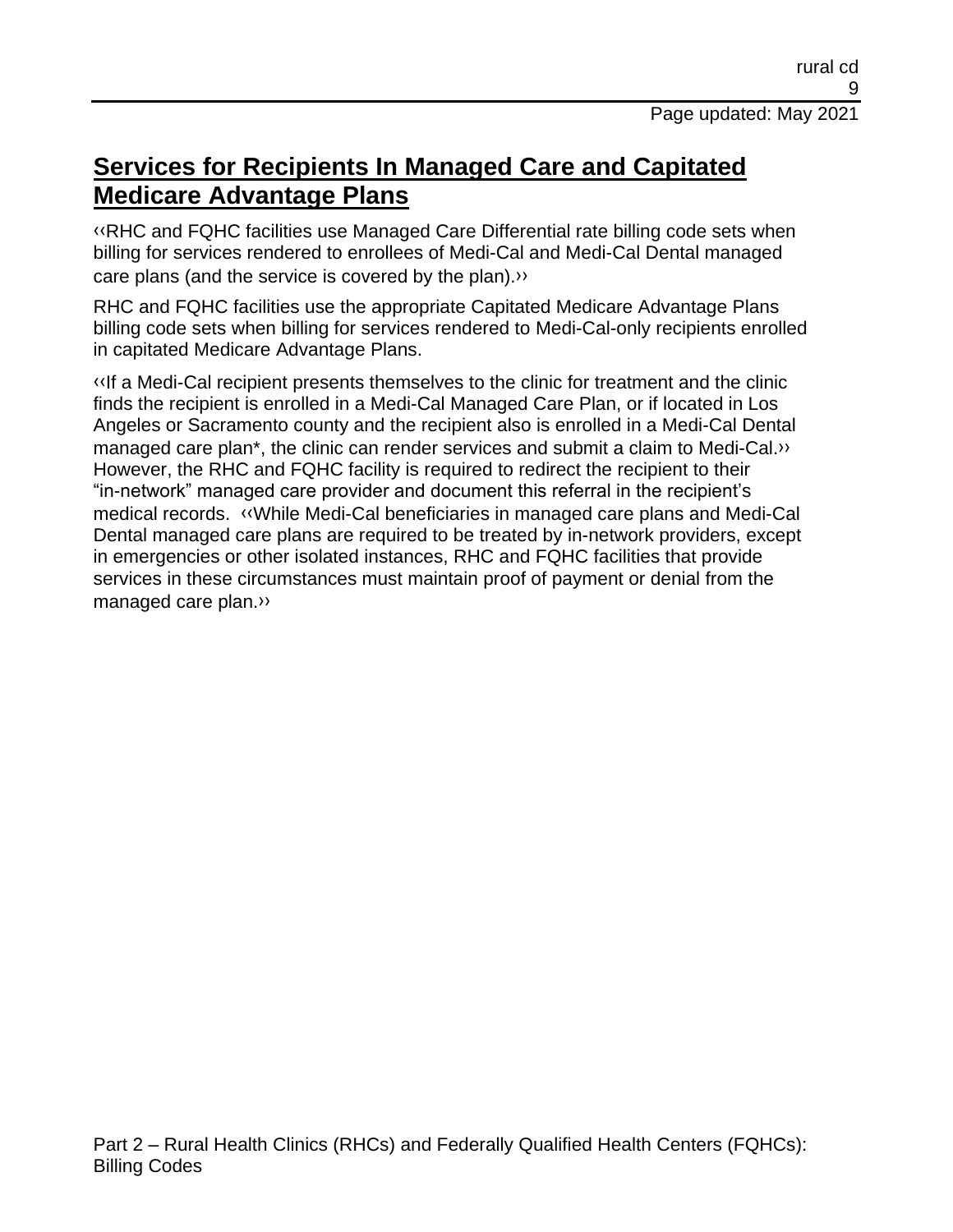## Services for Recipients In Managed Care and Capitated Medicare Advantage Plans

‹‹RHC and FQHC facilities use Managed Care Differential rate billing code sets when billing for services rendered to enrollees of Medi-Cal and Medi-Cal Dental managed care plans (and the service is covered by the plan).››

RHC and FQHC facilities use the appropriate Capitated Medicare Advantage Plans billing code sets when billing for services rendered to Medi-Cal-only recipients enrolled in capitated Medicare Advantage Plans.

‹‹If a Medi-Cal recipient presents themselves to the clinic for treatment and the clinic finds the recipient is enrolled in a Medi-Cal Managed Care Plan, or if located in Los Angeles or Sacramento county and the recipient also is enrolled in a Medi-Cal Dental managed care plan*, the clinic can render services and submit a claim to Medi-Cal.›› However, the RHC and FQHC facility is required to redirect the recipient to their "in-network" managed care provider and document this referral in the recipient's medical records. ‹‹While Medi-Cal beneficiaries in managed care plans and Medi-Cal Dental managed care plans are required to be treated by in-network providers, except in emergencies or other isolated instances, RHC and FQHC facilities that provide services in these circumstances must maintain proof of payment or denial from the managed care plan.››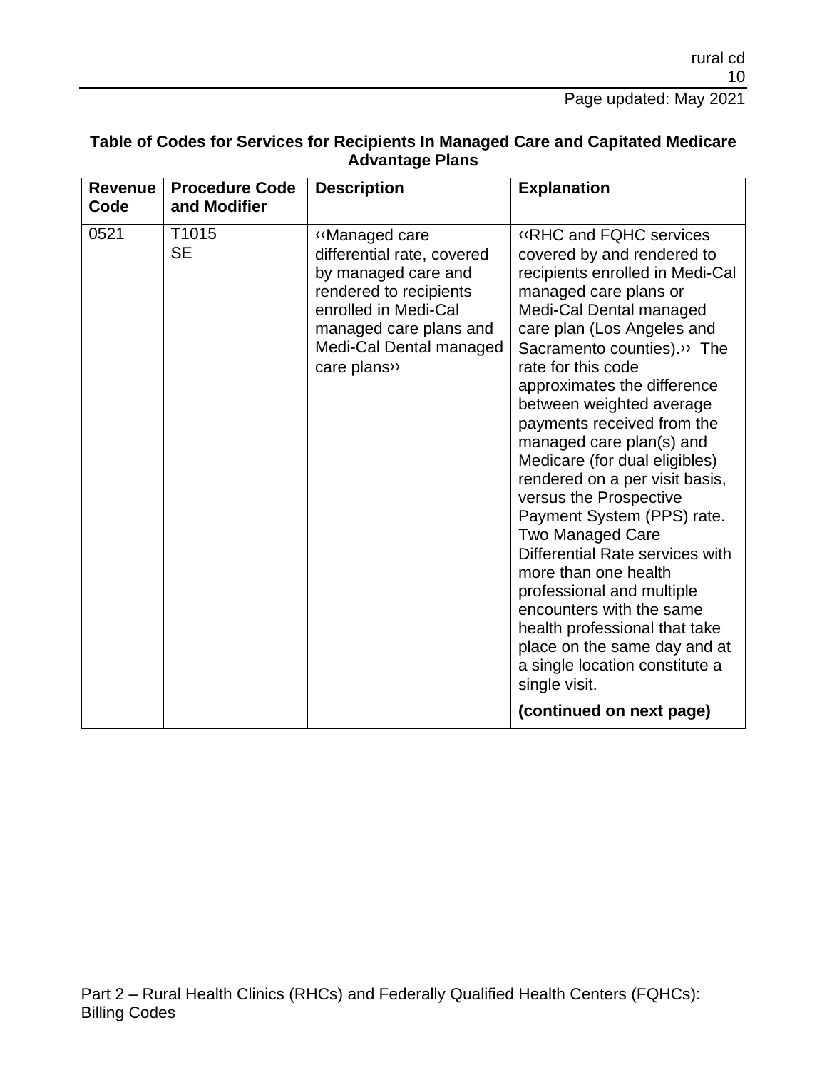**Table of Codes for Services for Recipients In Managed Care and Capitated Medicare Advantage Plans**

| Revenue Code | Procedure Code and Modifier | Description | Explanation |
|---|---|---|---|
| 0521 | T1015 SE | ‹‹Managed care differential rate, covered by managed care and rendered to recipients enrolled in Medi-Cal managed care plans and Medi-Cal Dental managed care plans›› | ‹‹RHC and FQHC services covered by and rendered to recipients enrolled in Medi-Cal managed care plans or Medi-Cal Dental managed care plan (Los Angeles and Sacramento counties).›› The rate for this code approximates the difference between weighted average payments received from the managed care plan(s) and Medicare (for dual eligibles) rendered on a per visit basis, versus the Prospective Payment System (PPS) rate. Two Managed Care Differential Rate services with more than one health professional and multiple encounters with the same health professional that take place on the same day and at a single location constitute a single visit. **(continued on next page)** |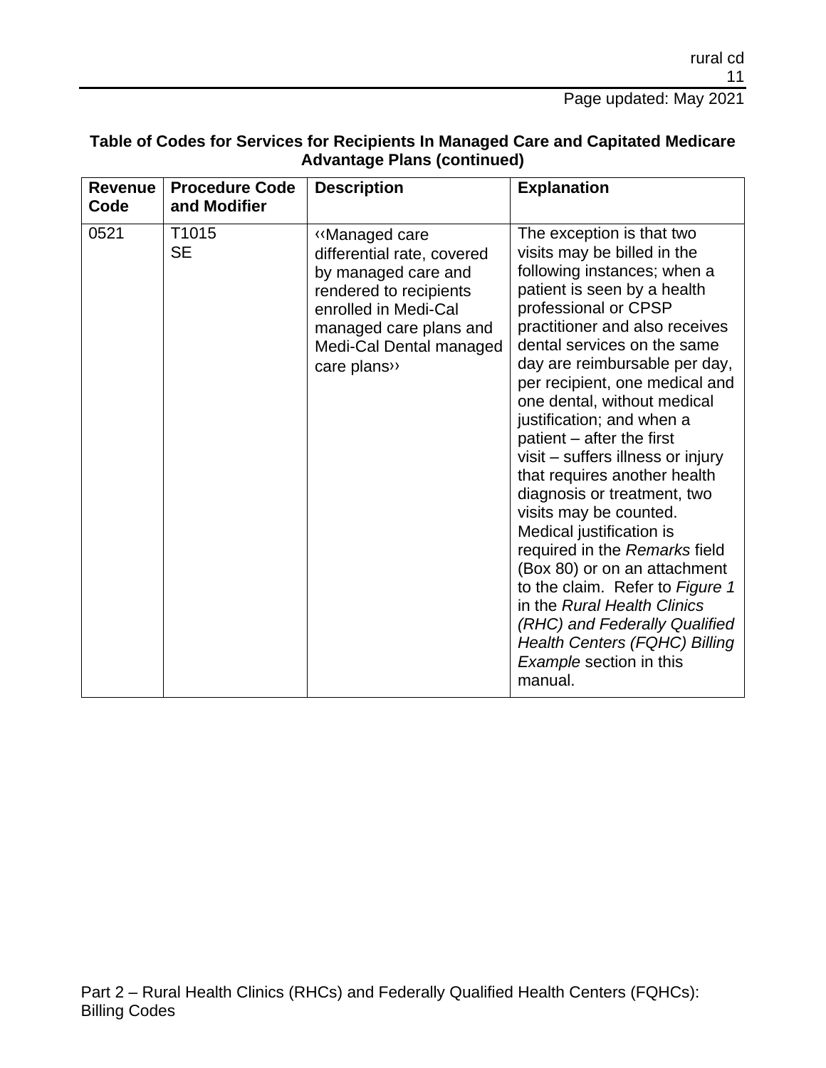**Table of Codes for Services for Recipients In Managed Care and Capitated Medicare Advantage Plans (continued)**

| Revenue Code | Procedure Code and Modifier | Description | Explanation |
|---|---|---|---|
| 0521 | T1015 SE | ‹‹Managed care differential rate, covered by managed care and rendered to recipients enrolled in Medi-Cal managed care plans and Medi-Cal Dental managed care plans›› | The exception is that two visits may be billed in the following instances; when a patient is seen by a health professional or CPSP practitioner and also receives dental services on the same day are reimbursable per day, per recipient, one medical and one dental, without medical justification; and when a patient – after the first visit – suffers illness or injury that requires another health diagnosis or treatment, two visits may be counted. Medical justification is required in the *Remarks* field (Box 80) or on an attachment to the claim. Refer to *Figure 1* in the *Rural Health Clinics (RHC) and Federally Qualified Health Centers (FQHC) Billing Example* section in this manual. |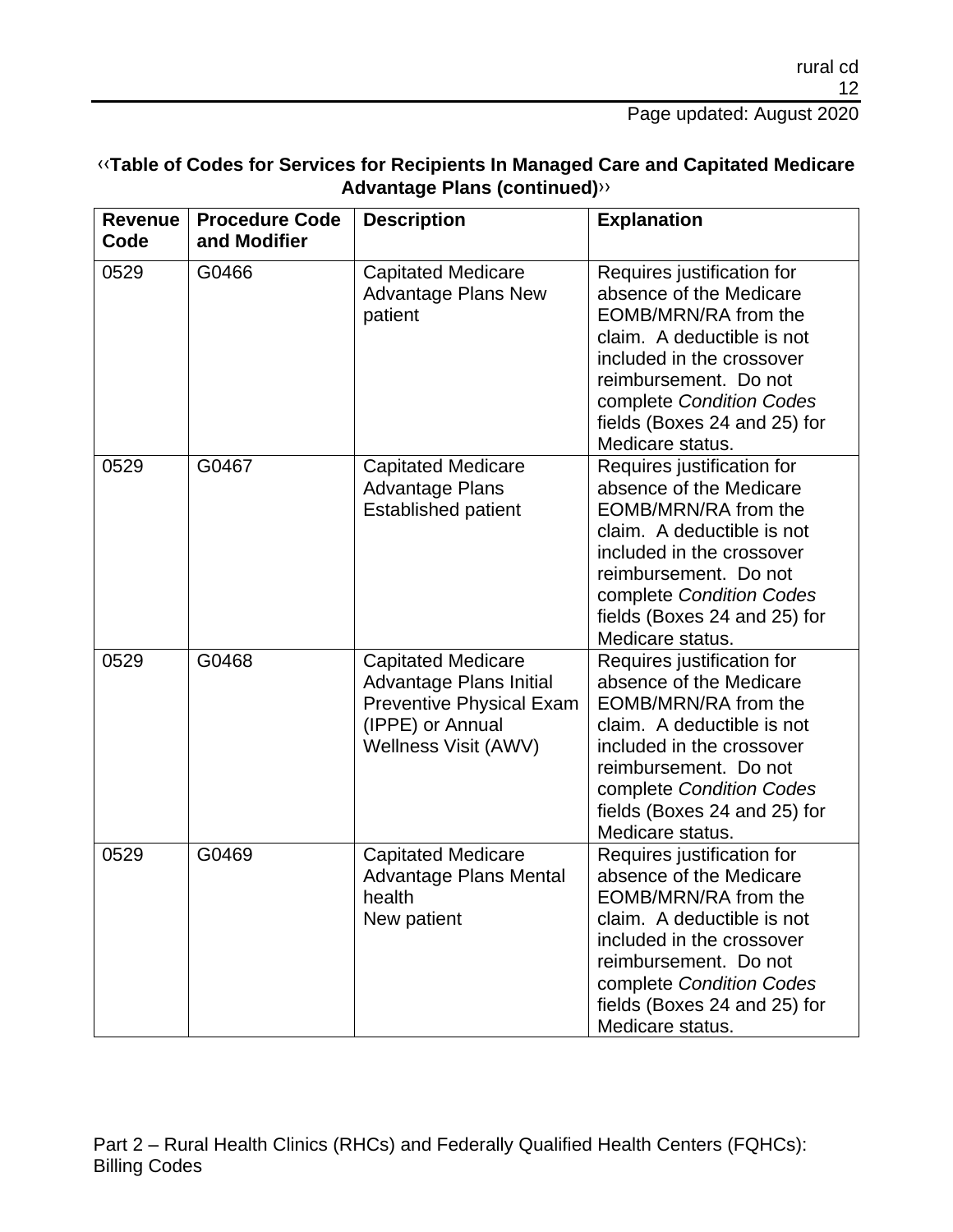‹‹**Table of Codes for Services for Recipients In Managed Care and Capitated Medicare Advantage Plans (continued)**››

| Revenue Code | Procedure Code and Modifier | Description | Explanation |
|---|---|---|---|
| 0529 | G0466 | Capitated Medicare Advantage Plans New patient | Requires justification for absence of the Medicare EOMB/MRN/RA from the claim. A deductible is not included in the crossover reimbursement. Do not complete *Condition Codes* fields (Boxes 24 and 25) for Medicare status. |
| 0529 | G0467 | Capitated Medicare Advantage Plans Established patient | Requires justification for absence of the Medicare EOMB/MRN/RA from the claim. A deductible is not included in the crossover reimbursement. Do not complete *Condition Codes* fields (Boxes 24 and 25) for Medicare status. |
| 0529 | G0468 | Capitated Medicare Advantage Plans Initial Preventive Physical Exam (IPPE) or Annual Wellness Visit (AWV) | Requires justification for absence of the Medicare EOMB/MRN/RA from the claim. A deductible is not included in the crossover reimbursement. Do not complete *Condition Codes* fields (Boxes 24 and 25) for Medicare status. |
| 0529 | G0469 | Capitated Medicare Advantage Plans Mental health New patient | Requires justification for absence of the Medicare EOMB/MRN/RA from the claim. A deductible is not included in the crossover reimbursement. Do not complete *Condition Codes* fields (Boxes 24 and 25) for Medicare status. |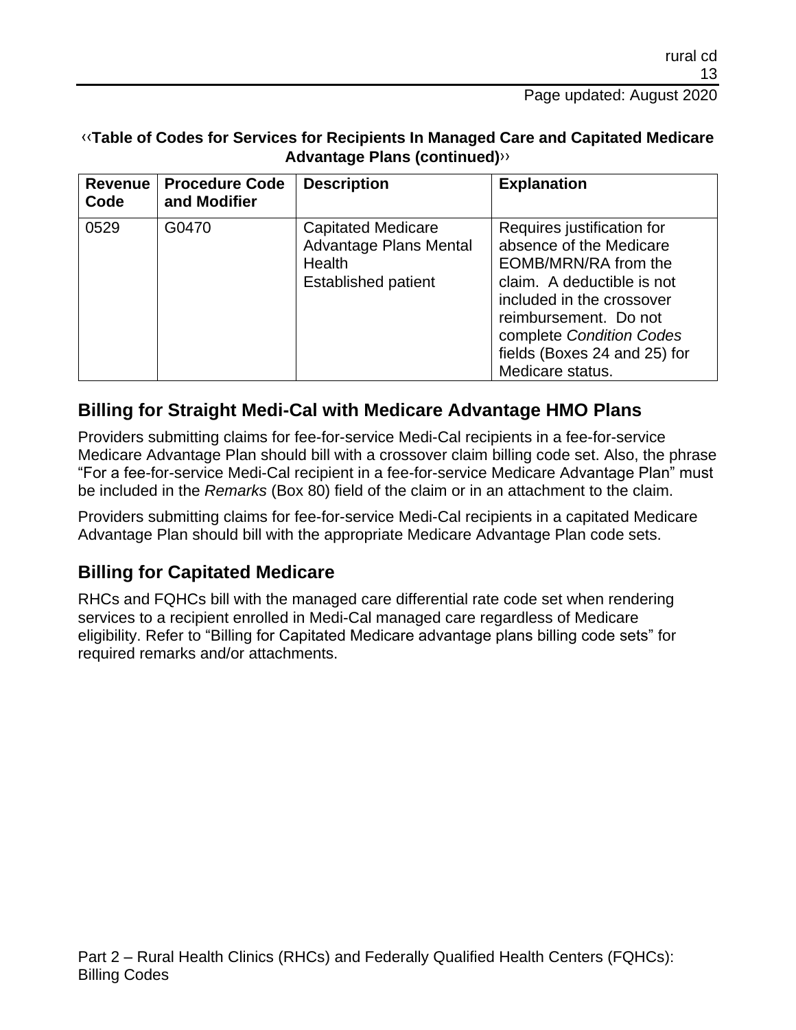‹‹**Table of Codes for Services for Recipients In Managed Care and Capitated Medicare Advantage Plans (continued)**››

| Revenue Code | Procedure Code and Modifier | Description | Explanation |
|---|---|---|---|
| 0529 | G0470 | Capitated Medicare Advantage Plans Mental Health Established patient | Requires justification for absence of the Medicare EOMB/MRN/RA from the claim. A deductible is not included in the crossover reimbursement. Do not complete *Condition Codes* fields (Boxes 24 and 25) for Medicare status. |

## Billing for Straight Medi-Cal with Medicare Advantage HMO Plans

Providers submitting claims for fee-for-service Medi-Cal recipients in a fee-for-service Medicare Advantage Plan should bill with a crossover claim billing code set. Also, the phrase "For a fee-for-service Medi-Cal recipient in a fee-for-service Medicare Advantage Plan" must be included in the *Remarks* (Box 80) field of the claim or in an attachment to the claim.

Providers submitting claims for fee-for-service Medi-Cal recipients in a capitated Medicare Advantage Plan should bill with the appropriate Medicare Advantage Plan code sets.

## Billing for Capitated Medicare

RHCs and FQHCs bill with the managed care differential rate code set when rendering services to a recipient enrolled in Medi-Cal managed care regardless of Medicare eligibility. Refer to "Billing for Capitated Medicare advantage plans billing code sets" for required remarks and/or attachments.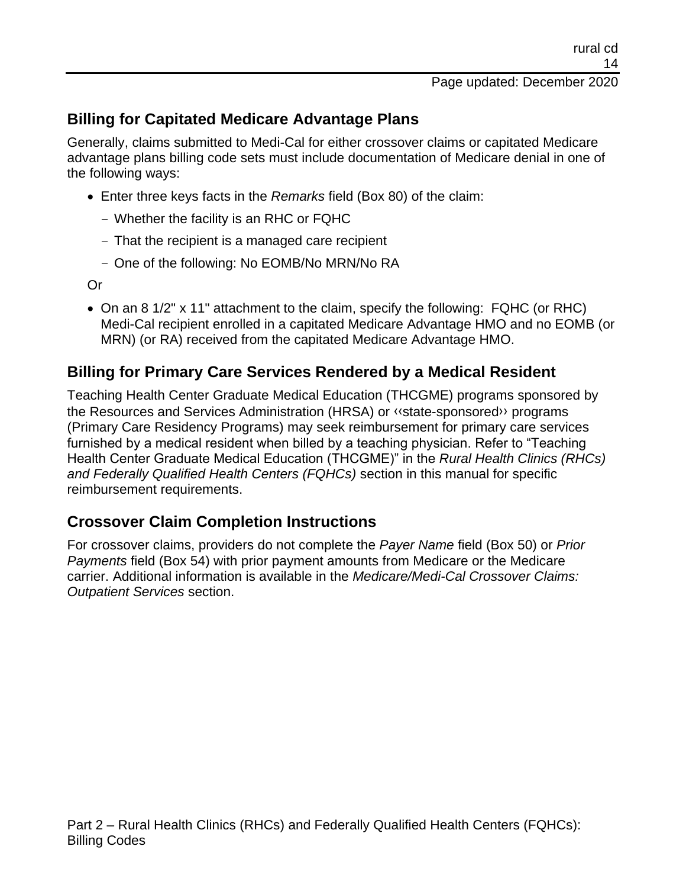## Billing for Capitated Medicare Advantage Plans

Generally, claims submitted to Medi-Cal for either crossover claims or capitated Medicare advantage plans billing code sets must include documentation of Medicare denial in one of the following ways:

- Enter three keys facts in the *Remarks* field (Box 80) of the claim:
  - Whether the facility is an RHC or FQHC
  - That the recipient is a managed care recipient
  - One of the following: No EOMB/No MRN/No RA

  Or

- On an 8 1/2" x 11" attachment to the claim, specify the following: FQHC (or RHC) Medi-Cal recipient enrolled in a capitated Medicare Advantage HMO and no EOMB (or MRN) (or RA) received from the capitated Medicare Advantage HMO.

## Billing for Primary Care Services Rendered by a Medical Resident

Teaching Health Center Graduate Medical Education (THCGME) programs sponsored by the Resources and Services Administration (HRSA) or ‹‹state-sponsored›› programs (Primary Care Residency Programs) may seek reimbursement for primary care services furnished by a medical resident when billed by a teaching physician. Refer to "Teaching Health Center Graduate Medical Education (THCGME)" in the *Rural Health Clinics (RHCs) and Federally Qualified Health Centers (FQHCs)* section in this manual for specific reimbursement requirements.

## Crossover Claim Completion Instructions

For crossover claims, providers do not complete the *Payer Name* field (Box 50) or *Prior Payments* field (Box 54) with prior payment amounts from Medicare or the Medicare carrier. Additional information is available in the *Medicare/Medi-Cal Crossover Claims: Outpatient Services* section.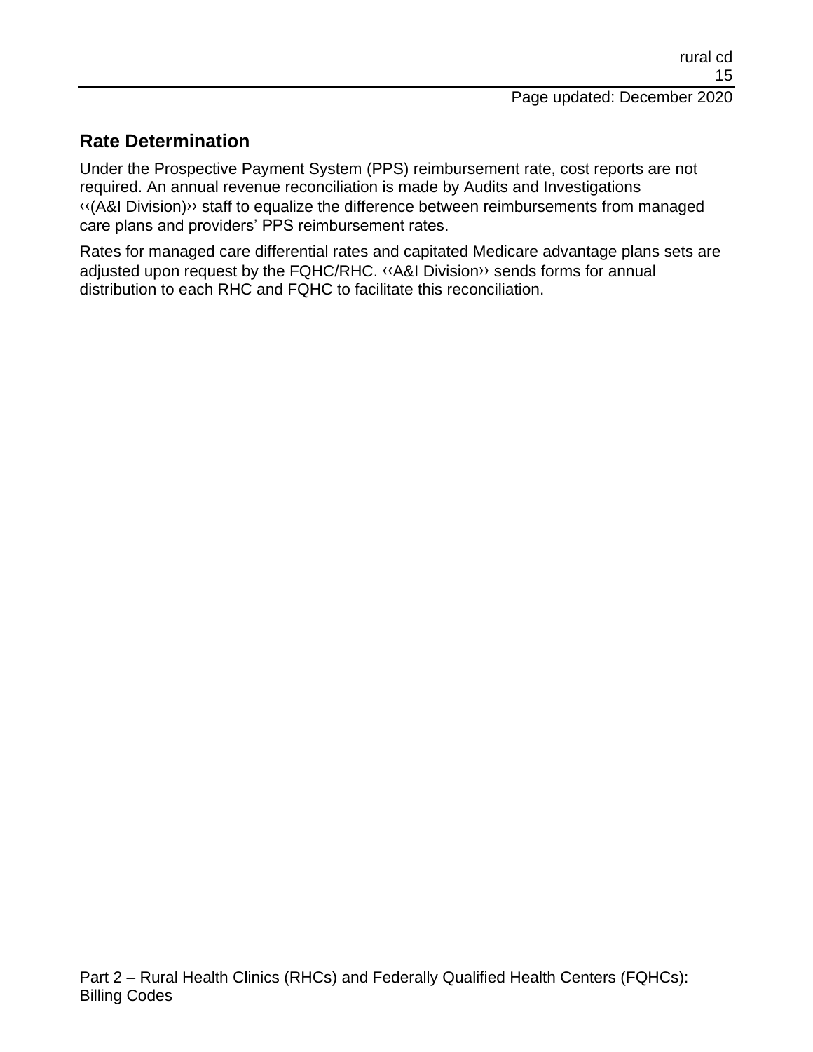## Rate Determination

Under the Prospective Payment System (PPS) reimbursement rate, cost reports are not required. An annual revenue reconciliation is made by Audits and Investigations ‹‹(A&I Division)›› staff to equalize the difference between reimbursements from managed care plans and providers' PPS reimbursement rates.

Rates for managed care differential rates and capitated Medicare advantage plans sets are adjusted upon request by the FQHC/RHC. ‹‹A&I Division›› sends forms for annual distribution to each RHC and FQHC to facilitate this reconciliation.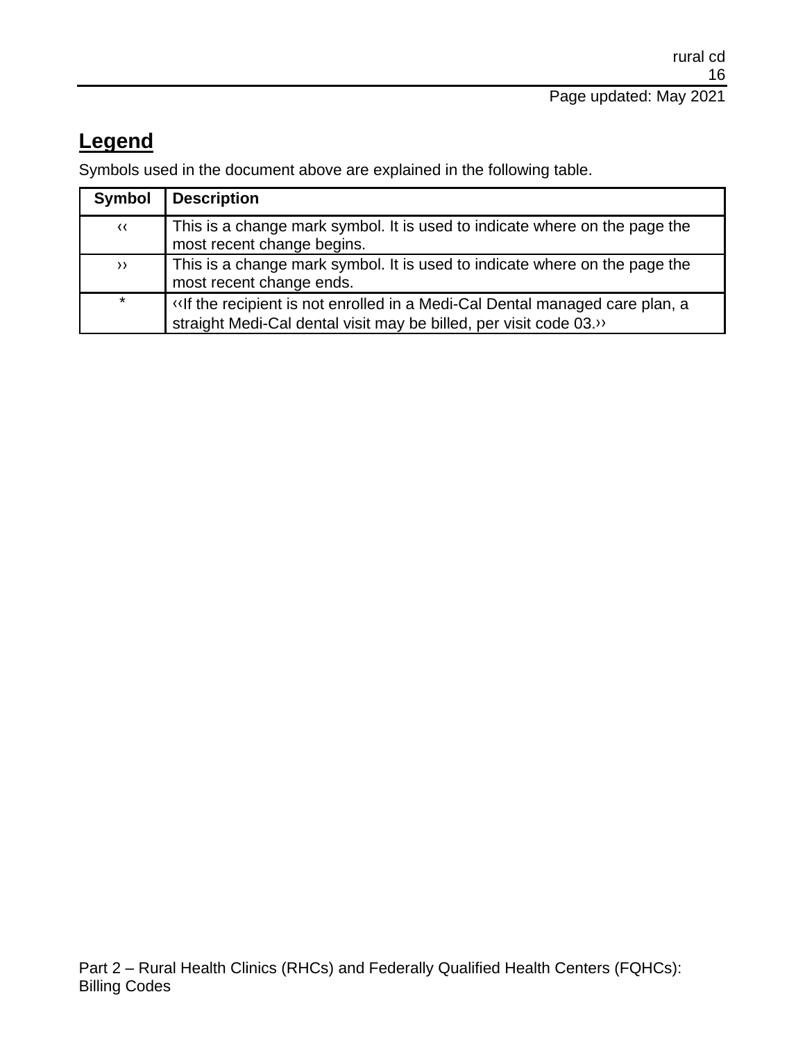## Legend

Symbols used in the document above are explained in the following table.

| Symbol | Description |
|---|---|
| ‹‹ | This is a change mark symbol. It is used to indicate where on the page the most recent change begins. |
| ›› | This is a change mark symbol. It is used to indicate where on the page the most recent change ends. |
| * | ‹‹If the recipient is not enrolled in a Medi-Cal Dental managed care plan, a straight Medi-Cal dental visit may be billed, per visit code 03.›› |